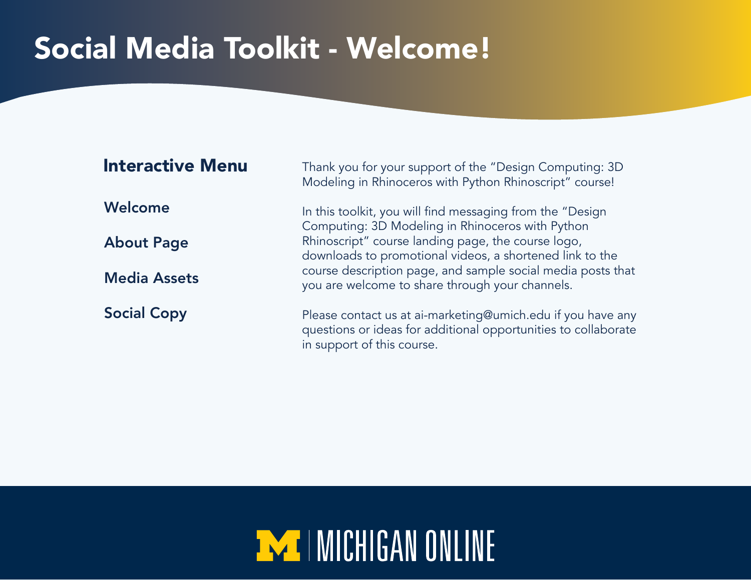# Social Media Toolkit - Welcome!

## Interactive Menu

- Welcome
- About Page
- Media Assets
- Social Copy

Thank you for your support of the “Design Computing: 3D Modeling in Rhinoceros with Python Rhinoscript” course!

In this toolkit, you will find messaging from the “Design Computing: 3D Modeling in Rhinoceros with Python Rhinoscript” course landing page, the course logo, downloads to promotional videos, a shortened link to the course description page, and sample social media posts that you are welcome to share through your channels.

Please contact us at ai-marketing@umich.edu if you have any questions or ideas for additional opportunities to collaborate in support of this course.

MICHIGAN ONLINE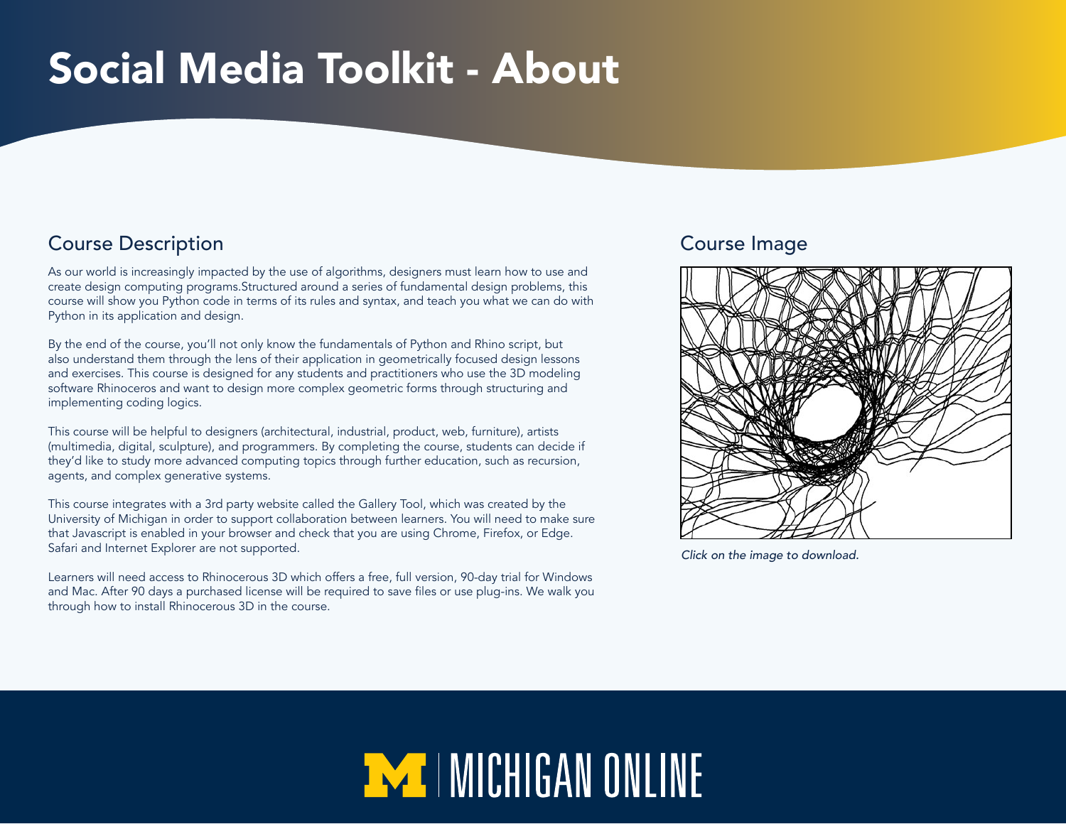# Social Media Toolkit - About

## Course Description

As our world is increasingly impacted by the use of algorithms, designers must learn how to use and create design computing programs.Structured around a series of fundamental design problems, this course will show you Python code in terms of its rules and syntax, and teach you what we can do with Python in its application and design.

By the end of the course, you'll not only know the fundamentals of Python and Rhino script, but also understand them through the lens of their application in geometrically focused design lessons and exercises. This course is designed for any students and practitioners who use the 3D modeling software Rhinoceros and want to design more complex geometric forms through structuring and implementing coding logics.

This course will be helpful to designers (architectural, industrial, product, web, furniture), artists (multimedia, digital, sculpture), and programmers. By completing the course, students can decide if they'd like to study more advanced computing topics through further education, such as recursion, agents, and complex generative systems.

This course integrates with a 3rd party website called the Gallery Tool, which was created by the University of Michigan in order to support collaboration between learners. You will need to make sure that Javascript is enabled in your browser and check that you are using Chrome, Firefox, or Edge. Safari and Internet Explorer are not supported.

Learners will need access to Rhinocerous 3D which offers a free, full version, 90-day trial for Windows and Mac. After 90 days a purchased license will be required to save files or use plug-ins. We walk you through how to install Rhinocerous 3D in the course.

## Course Image

*Click on the image to download.*

MICHIGAN ONLINE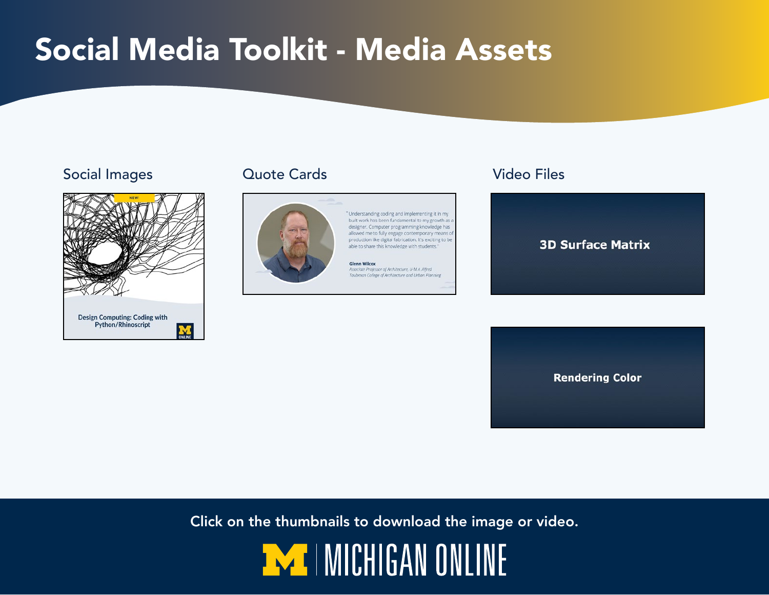# Social Media Toolkit - Media Assets

## Social Images

NEW!

Design Computing: Coding with Python/Rhinoscript

## Quote Cards

"Understanding coding and implementing it in my built work has been fundamental to my growth as a designer. Computer programming knowledge has allowed me to fully engage contemporary means of production like digital fabrication. It's exciting to be able to share this knowledge with students."

**Glenn Wilcox**
*Associate Professor of Architecture, U-M A. Alfred Taubman College of Architecture and Urban Planning*

## Video Files

**3D Surface Matrix**

**Rendering Color**

Click on the thumbnails to download the image or video.

MICHIGAN ONLINE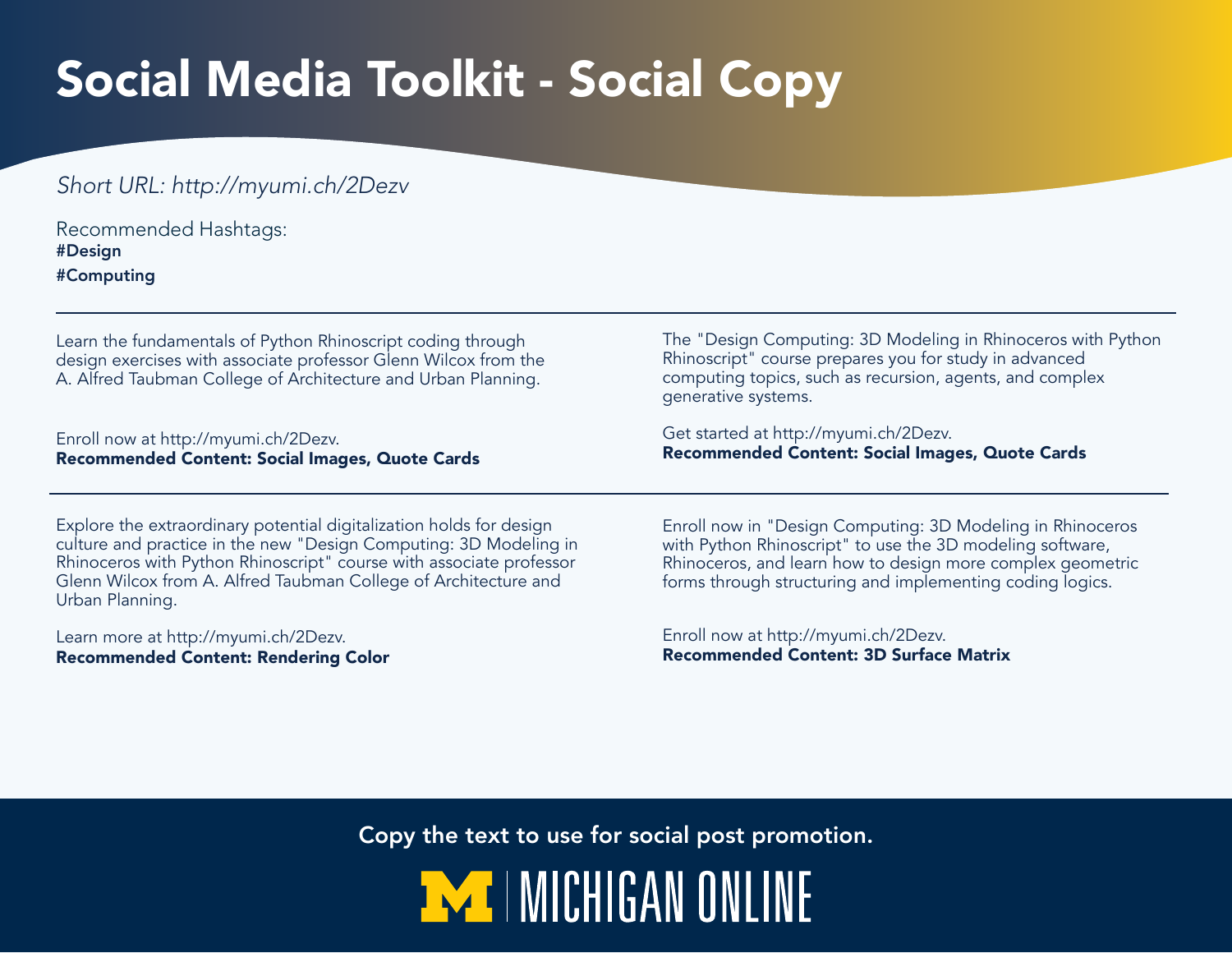# Social Media Toolkit - Social Copy

*Short URL: http://myumi.ch/2Dezv*

Recommended Hashtags:

**#Design**

**#Computing**

---

Learn the fundamentals of Python Rhinoscript coding through design exercises with associate professor Glenn Wilcox from the A. Alfred Taubman College of Architecture and Urban Planning.

Enroll now at http://myumi.ch/2Dezv.

**Recommended Content: Social Images, Quote Cards**

The "Design Computing: 3D Modeling in Rhinoceros with Python Rhinoscript" course prepares you for study in advanced computing topics, such as recursion, agents, and complex generative systems.

Get started at http://myumi.ch/2Dezv.

**Recommended Content: Social Images, Quote Cards**

---

Explore the extraordinary potential digitalization holds for design culture and practice in the new "Design Computing: 3D Modeling in Rhinoceros with Python Rhinoscript" course with associate professor Glenn Wilcox from A. Alfred Taubman College of Architecture and Urban Planning.

Learn more at http://myumi.ch/2Dezv.

**Recommended Content: Rendering Color**

Enroll now in "Design Computing: 3D Modeling in Rhinoceros with Python Rhinoscript" to use the 3D modeling software, Rhinoceros, and learn how to design more complex geometric forms through structuring and implementing coding logics.

Enroll now at http://myumi.ch/2Dezv.

**Recommended Content: 3D Surface Matrix**

**Copy the text to use for social post promotion.**

MICHIGAN ONLINE